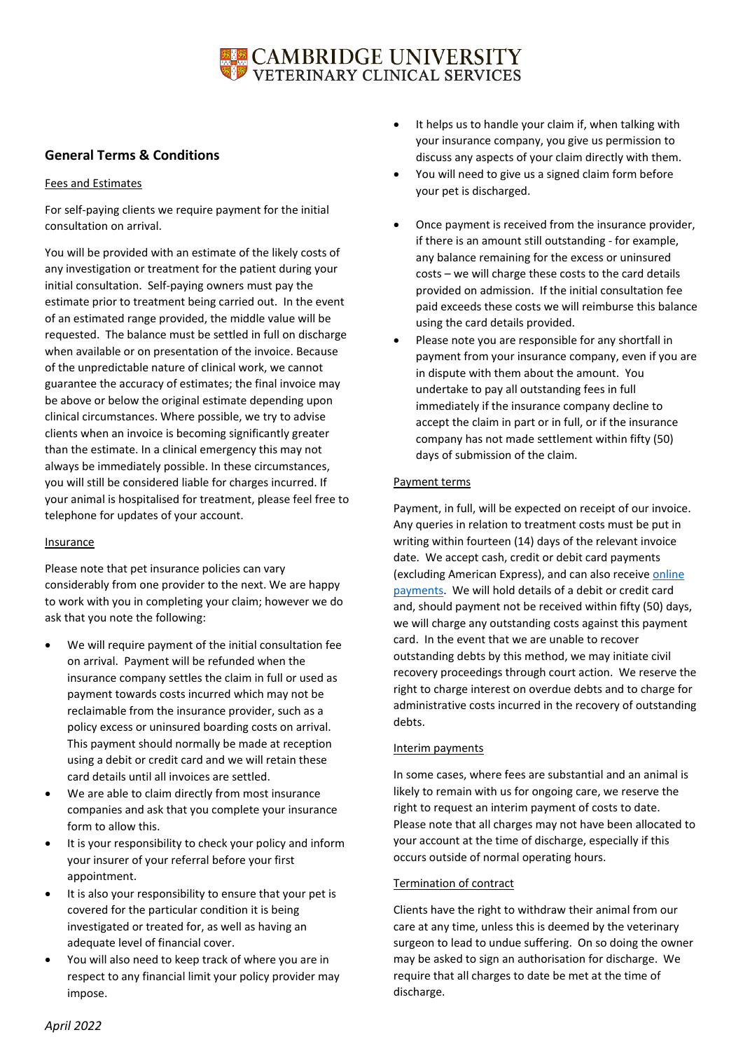# CAMBRIDGE UNIVERSITY VETERINARY CLINICAL SERVICES

## General Terms & Conditions

### Fees and Estimates

For self-paying clients we require payment for the initial consultation on arrival.

You will be provided with an estimate of the likely costs of any investigation or treatment for the patient during your initial consultation. Self-paying owners must pay the estimate prior to treatment being carried out. In the event of an estimated range provided, the middle value will be requested. The balance must be settled in full on discharge when available or on presentation of the invoice. Because of the unpredictable nature of clinical work, we cannot guarantee the accuracy of estimates; the final invoice may be above or below the original estimate depending upon clinical circumstances. Where possible, we try to advise clients when an invoice is becoming significantly greater than the estimate. In a clinical emergency this may not always be immediately possible. In these circumstances, you will still be considered liable for charges incurred. If your animal is hospitalised for treatment, please feel free to telephone for updates of your account.

### Insurance

Please note that pet insurance policies can vary considerably from one provider to the next. We are happy to work with you in completing your claim; however we do ask that you note the following:

- We will require payment of the initial consultation fee on arrival. Payment will be refunded when the insurance company settles the claim in full or used as payment towards costs incurred which may not be reclaimable from the insurance provider, such as a policy excess or uninsured boarding costs on arrival. This payment should normally be made at reception using a debit or credit card and we will retain these card details until all invoices are settled.
- We are able to claim directly from most insurance companies and ask that you complete your insurance form to allow this.
- It is your responsibility to check your policy and inform your insurer of your referral before your first appointment.
- It is also your responsibility to ensure that your pet is covered for the particular condition it is being investigated or treated for, as well as having an adequate level of financial cover.
- You will also need to keep track of where you are in respect to any financial limit your policy provider may impose.
- It helps us to handle your claim if, when talking with your insurance company, you give us permission to discuss any aspects of your claim directly with them.
- You will need to give us a signed claim form before your pet is discharged.
- Once payment is received from the insurance provider, if there is an amount still outstanding - for example, any balance remaining for the excess or uninsured costs – we will charge these costs to the card details provided on admission. If the initial consultation fee paid exceeds these costs we will reimburse this balance using the card details provided.
- Please note you are responsible for any shortfall in payment from your insurance company, even if you are in dispute with them about the amount. You undertake to pay all outstanding fees in full immediately if the insurance company decline to accept the claim in part or in full, or if the insurance company has not made settlement within fifty (50) days of submission of the claim.

### Payment terms

Payment, in full, will be expected on receipt of our invoice. Any queries in relation to treatment costs must be put in writing within fourteen (14) days of the relevant invoice date. We accept cash, credit or debit card payments (excluding American Express), and can also receive online payments. We will hold details of a debit or credit card and, should payment not be received within fifty (50) days, we will charge any outstanding costs against this payment card. In the event that we are unable to recover outstanding debts by this method, we may initiate civil recovery proceedings through court action. We reserve the right to charge interest on overdue debts and to charge for administrative costs incurred in the recovery of outstanding debts.

### Interim payments

In some cases, where fees are substantial and an animal is likely to remain with us for ongoing care, we reserve the right to request an interim payment of costs to date. Please note that all charges may not have been allocated to your account at the time of discharge, especially if this occurs outside of normal operating hours.

### Termination of contract

Clients have the right to withdraw their animal from our care at any time, unless this is deemed by the veterinary surgeon to lead to undue suffering. On so doing the owner may be asked to sign an authorisation for discharge. We require that all charges to date be met at the time of discharge.

*April 2022*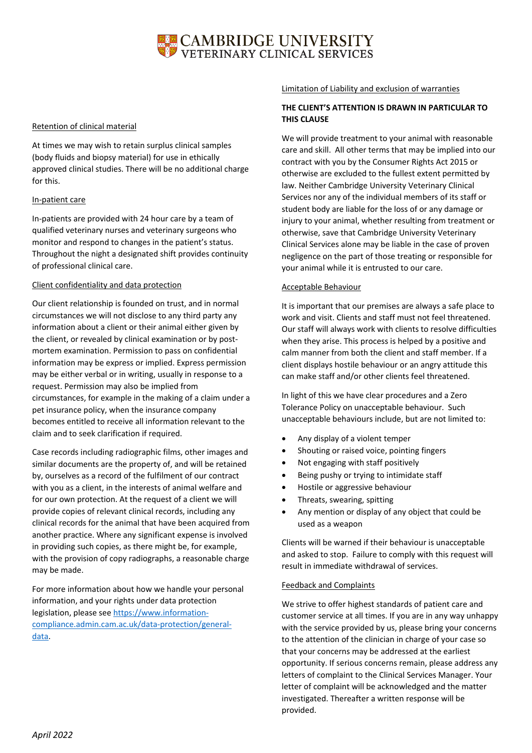# CAMBRIDGE UNIVERSITY VETERINARY CLINICAL SERVICES

Retention of clinical material

At times we may wish to retain surplus clinical samples (body fluids and biopsy material) for use in ethically approved clinical studies. There will be no additional charge for this.

In-patient care

In-patients are provided with 24 hour care by a team of qualified veterinary nurses and veterinary surgeons who monitor and respond to changes in the patient's status. Throughout the night a designated shift provides continuity of professional clinical care.

Client confidentiality and data protection

Our client relationship is founded on trust, and in normal circumstances we will not disclose to any third party any information about a client or their animal either given by the client, or revealed by clinical examination or by post-mortem examination. Permission to pass on confidential information may be express or implied. Express permission may be either verbal or in writing, usually in response to a request. Permission may also be implied from circumstances, for example in the making of a claim under a pet insurance policy, when the insurance company becomes entitled to receive all information relevant to the claim and to seek clarification if required.

Case records including radiographic films, other images and similar documents are the property of, and will be retained by, ourselves as a record of the fulfilment of our contract with you as a client, in the interests of animal welfare and for our own protection. At the request of a client we will provide copies of relevant clinical records, including any clinical records for the animal that have been acquired from another practice. Where any significant expense is involved in providing such copies, as there might be, for example, with the provision of copy radiographs, a reasonable charge may be made.

For more information about how we handle your personal information, and your rights under data protection legislation, please see https://www.information-compliance.admin.cam.ac.uk/data-protection/general-data.

Limitation of Liability and exclusion of warranties

**THE CLIENT'S ATTENTION IS DRAWN IN PARTICULAR TO THIS CLAUSE**

We will provide treatment to your animal with reasonable care and skill. All other terms that may be implied into our contract with you by the Consumer Rights Act 2015 or otherwise are excluded to the fullest extent permitted by law. Neither Cambridge University Veterinary Clinical Services nor any of the individual members of its staff or student body are liable for the loss of or any damage or injury to your animal, whether resulting from treatment or otherwise, save that Cambridge University Veterinary Clinical Services alone may be liable in the case of proven negligence on the part of those treating or responsible for your animal while it is entrusted to our care.

Acceptable Behaviour

It is important that our premises are always a safe place to work and visit. Clients and staff must not feel threatened. Our staff will always work with clients to resolve difficulties when they arise. This process is helped by a positive and calm manner from both the client and staff member. If a client displays hostile behaviour or an angry attitude this can make staff and/or other clients feel threatened.

In light of this we have clear procedures and a Zero Tolerance Policy on unacceptable behaviour. Such unacceptable behaviours include, but are not limited to:

- Any display of a violent temper
- Shouting or raised voice, pointing fingers
- Not engaging with staff positively
- Being pushy or trying to intimidate staff
- Hostile or aggressive behaviour
- Threats, swearing, spitting
- Any mention or display of any object that could be used as a weapon

Clients will be warned if their behaviour is unacceptable and asked to stop. Failure to comply with this request will result in immediate withdrawal of services.

Feedback and Complaints

We strive to offer highest standards of patient care and customer service at all times. If you are in any way unhappy with the service provided by us, please bring your concerns to the attention of the clinician in charge of your case so that your concerns may be addressed at the earliest opportunity. If serious concerns remain, please address any letters of complaint to the Clinical Services Manager. Your letter of complaint will be acknowledged and the matter investigated. Thereafter a written response will be provided.

*April 2022*